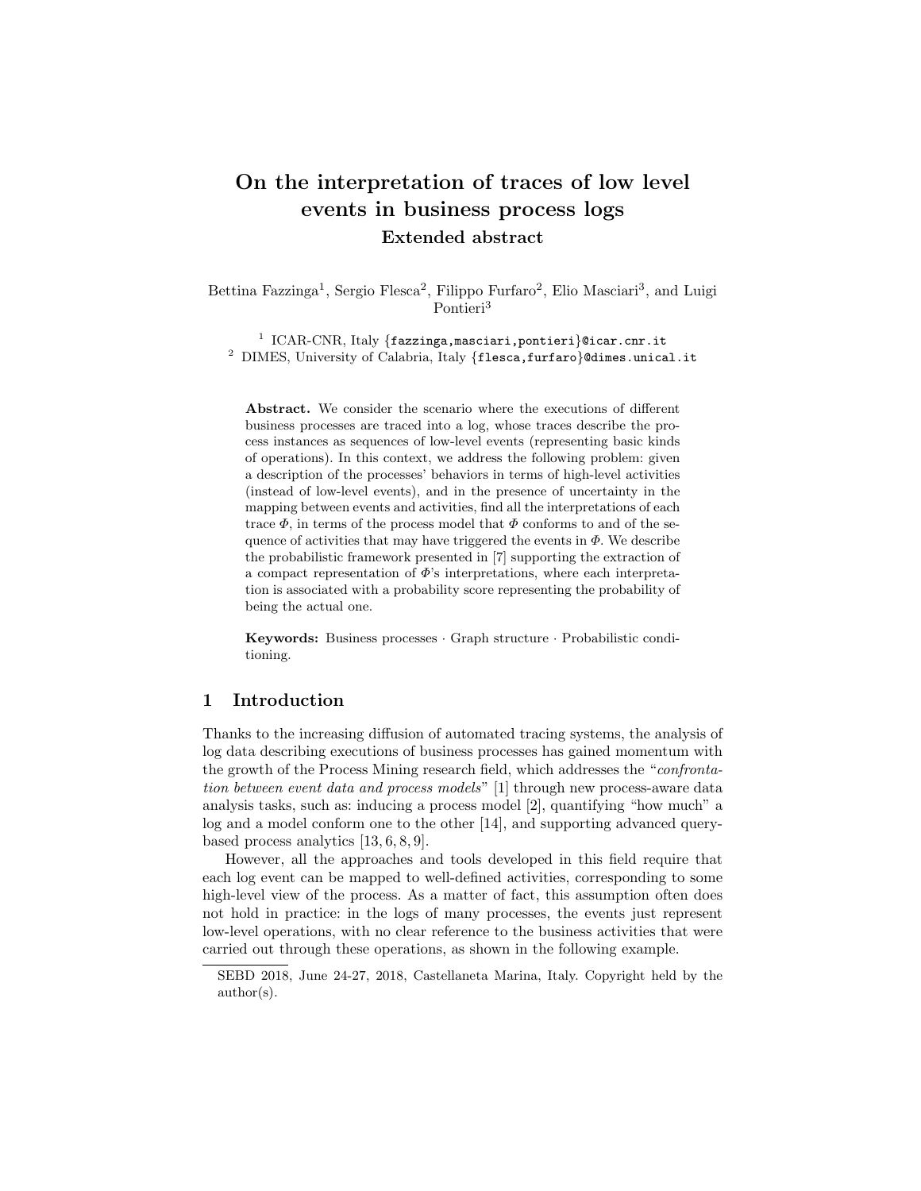# On the interpretation of traces of low level events in business process logs

## Extended abstract

Bettina Fazzinga[1], Sergio Flesca[2], Filippo Furfaro[2], Elio Masciari[3], and Luigi Pontieri[3]

[1] ICAR-CNR, Italy {fazzinga,masciari,pontieri}@icar.cnr.it
[2] DIMES, University of Calabria, Italy {flesca,furfaro}@dimes.unical.it

**Abstract.** We consider the scenario where the executions of different business processes are traced into a log, whose traces describe the process instances as sequences of low-level events (representing basic kinds of operations). In this context, we address the following problem: given a description of the processes' behaviors in terms of high-level activities (instead of low-level events), and in the presence of uncertainty in the mapping between events and activities, find all the interpretations of each trace $\Phi$, in terms of the process model that $\Phi$ conforms to and of the sequence of activities that may have triggered the events in $\Phi$. We describe the probabilistic framework presented in [7] supporting the extraction of a compact representation of $\Phi$'s interpretations, where each interpretation is associated with a probability score representing the probability of being the actual one.

**Keywords:** Business processes · Graph structure · Probabilistic conditioning.

## 1 Introduction

Thanks to the increasing diffusion of automated tracing systems, the analysis of log data describing executions of business processes has gained momentum with the growth of the Process Mining research field, which addresses the "*confrontation between event data and process models*" [1] through new process-aware data analysis tasks, such as: inducing a process model [2], quantifying "how much" a log and a model conform one to the other [14], and supporting advanced query-based process analytics [13, 6, 8, 9].

However, all the approaches and tools developed in this field require that each log event can be mapped to well-defined activities, corresponding to some high-level view of the process. As a matter of fact, this assumption often does not hold in practice: in the logs of many processes, the events just represent low-level operations, with no clear reference to the business activities that were carried out through these operations, as shown in the following example.

SEBD 2018, June 24-27, 2018, Castellaneta Marina, Italy. Copyright held by the author(s).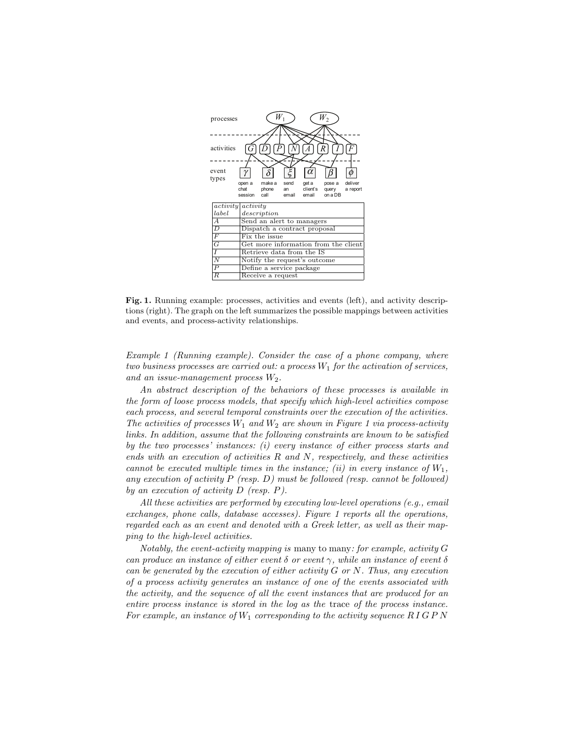| *activity label* | *activity description* |
|---|---|
| $A$ | Send an alert to managers |
| $D$ | Dispatch a contract proposal |
| $F$ | Fix the issue |
| $G$ | Get more information from the client |
| $I$ | Retrieve data from the IS |
| $N$ | Notify the request's outcome |
| $P$ | Define a service package |
| $R$ | Receive a request |

**Fig. 1.** Running example: processes, activities and events (left), and activity descriptions (right). The graph on the left summarizes the possible mappings between activities and events, and process-activity relationships.

*Example 1 (Running example). Consider the case of a phone company, where two business processes are carried out: a process $W_1$ for the activation of services, and an issue-management process $W_2$.*

*An abstract description of the behaviors of these processes is available in the form of loose process models, that specify which high-level activities compose each process, and several temporal constraints over the execution of the activities. The activities of processes $W_1$ and $W_2$ are shown in Figure 1 via process-activity links. In addition, assume that the following constraints are known to be satisfied by the two processes' instances: (i) every instance of either process starts and ends with an execution of activities $R$ and $N$, respectively, and these activities cannot be executed multiple times in the instance; (ii) in every instance of $W_1$, any execution of activity $P$ (resp. $D$) must be followed (resp. cannot be followed) by an execution of activity $D$ (resp. $P$).*

*All these activities are performed by executing low-level operations (e.g., email exchanges, phone calls, database accesses). Figure 1 reports all the operations, regarded each as an event and denoted with a Greek letter, as well as their mapping to the high-level activities.*

*Notably, the event-activity mapping is* many to many*: for example, activity $G$ can produce an instance of either event $\delta$ or event $\gamma$, while an instance of event $\delta$ can be generated by the execution of either activity $G$ or $N$. Thus, any execution of a process activity generates an instance of one of the events associated with the activity, and the sequence of all the event instances that are produced for an entire process instance is stored in the log as the* trace *of the process instance. For example, an instance of $W_1$ corresponding to the activity sequence $R\,I\,G\,P\,N$*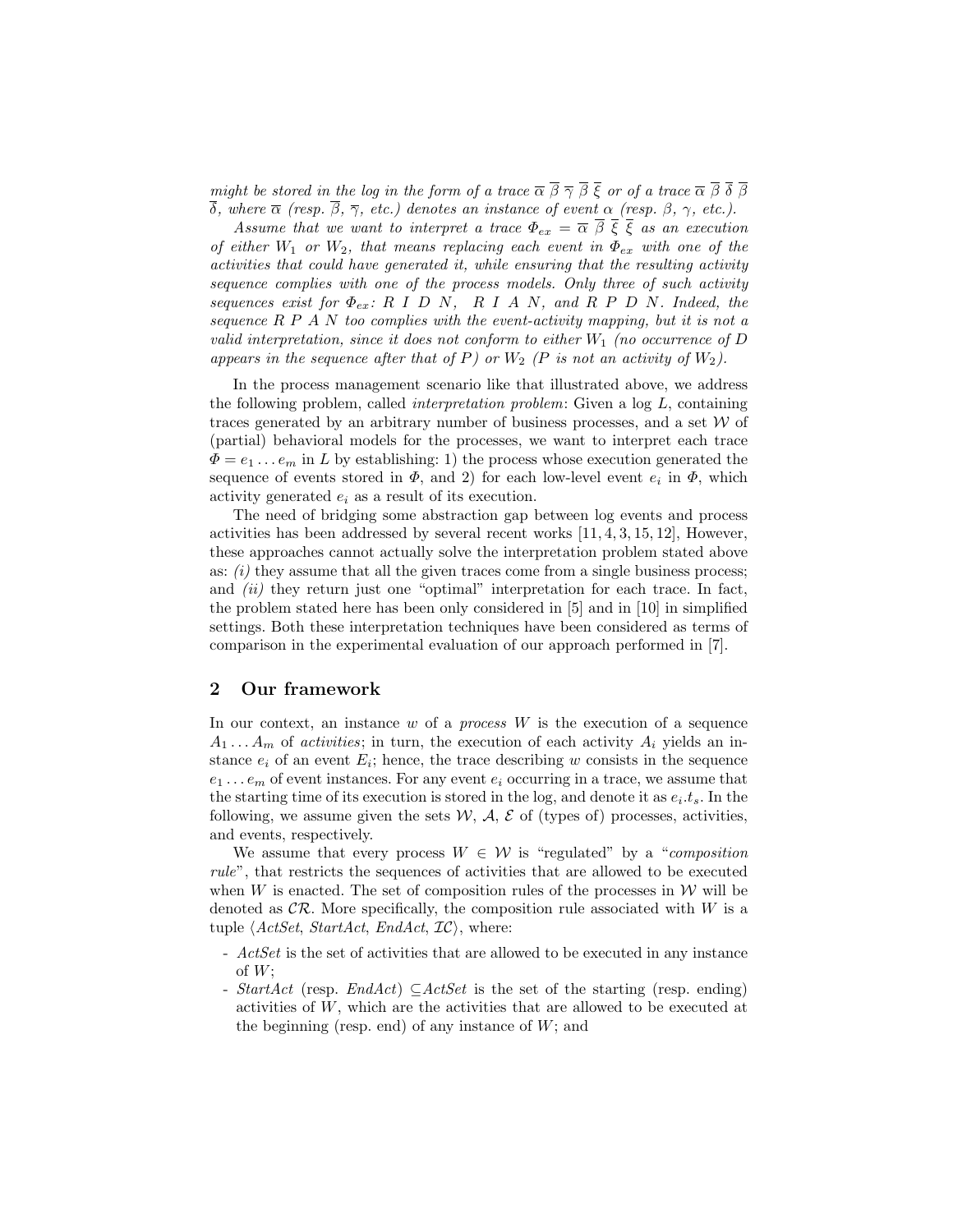*might be stored in the log in the form of a trace $\overline{\alpha}\ \overline{\beta}\ \overline{\gamma}\ \overline{\beta}\ \overline{\xi}$ or of a trace $\overline{\alpha}\ \overline{\beta}\ \overline{\delta}\ \overline{\beta}\ \overline{\delta}$, where $\overline{\alpha}$ (resp. $\overline{\beta}$, $\overline{\gamma}$, etc.) denotes an instance of event $\alpha$ (resp. $\beta$, $\gamma$, etc.).*

*Assume that we want to interpret a trace $\Phi_{ex} = \overline{\alpha}\ \overline{\beta}\ \overline{\xi}\ \overline{\xi}$ as an execution of either $W_1$ or $W_2$, that means replacing each event in $\Phi_{ex}$ with one of the activities that could have generated it, while ensuring that the resulting activity sequence complies with one of the process models. Only three of such activity sequences exist for $\Phi_{ex}$: R I D N, R I A N, and R P D N. Indeed, the sequence R P A N too complies with the event-activity mapping, but it is not a valid interpretation, since it does not conform to either $W_1$ (no occurrence of D appears in the sequence after that of P) or $W_2$ (P is not an activity of $W_2$).*

In the process management scenario like that illustrated above, we address the following problem, called *interpretation problem*: Given a log $L$, containing traces generated by an arbitrary number of business processes, and a set $\mathcal{W}$ of (partial) behavioral models for the processes, we want to interpret each trace $\Phi = e_1 \dots e_m$ in $L$ by establishing: 1) the process whose execution generated the sequence of events stored in $\Phi$, and 2) for each low-level event $e_i$ in $\Phi$, which activity generated $e_i$ as a result of its execution.

The need of bridging some abstraction gap between log events and process activities has been addressed by several recent works [11, 4, 3, 15, 12], However, these approaches cannot actually solve the interpretation problem stated above as: *(i)* they assume that all the given traces come from a single business process; and *(ii)* they return just one "optimal" interpretation for each trace. In fact, the problem stated here has been only considered in [5] and in [10] in simplified settings. Both these interpretation techniques have been considered as terms of comparison in the experimental evaluation of our approach performed in [7].

## 2 Our framework

In our context, an instance $w$ of a *process* $W$ is the execution of a sequence $A_1 \dots A_m$ of *activities*; in turn, the execution of each activity $A_i$ yields an instance $e_i$ of an event $E_i$; hence, the trace describing $w$ consists in the sequence $e_1 \dots e_m$ of event instances. For any event $e_i$ occurring in a trace, we assume that the starting time of its execution is stored in the log, and denote it as $e_i.t_s$. In the following, we assume given the sets $\mathcal{W}$, $\mathcal{A}$, $\mathcal{E}$ of (types of) processes, activities, and events, respectively.

We assume that every process $W \in \mathcal{W}$ is "regulated" by a "*composition rule*", that restricts the sequences of activities that are allowed to be executed when $W$ is enacted. The set of composition rules of the processes in $\mathcal{W}$ will be denoted as $\mathcal{CR}$. More specifically, the composition rule associated with $W$ is a tuple $\langle$*ActSet*, *StartAct*, *EndAct*, $\mathcal{IC}\rangle$, where:

- *ActSet* is the set of activities that are allowed to be executed in any instance of $W$;
- *StartAct* (resp. *EndAct*) $\subseteq$*ActSet* is the set of the starting (resp. ending) activities of $W$, which are the activities that are allowed to be executed at the beginning (resp. end) of any instance of $W$; and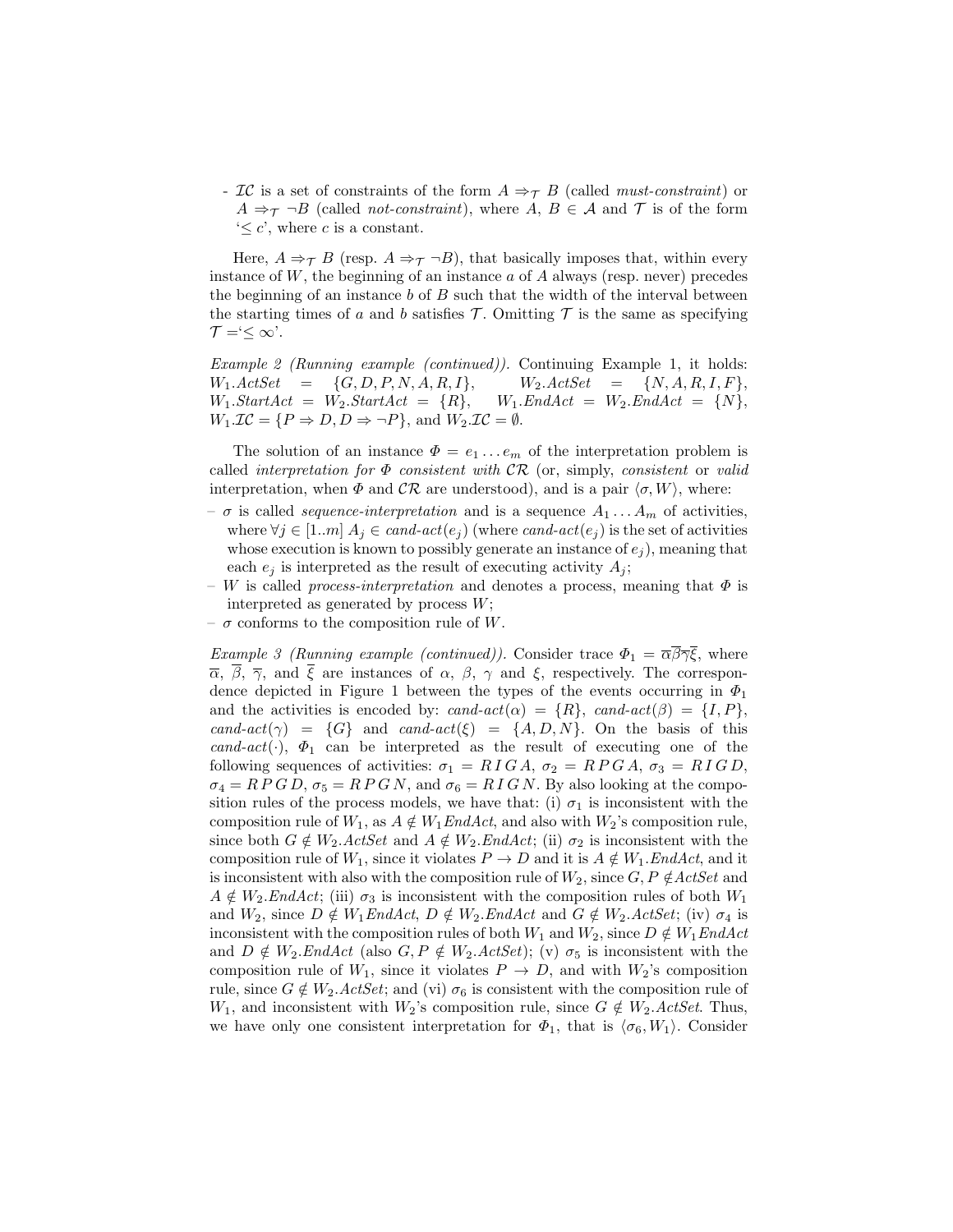- $\mathcal{IC}$ is a set of constraints of the form $A \Rightarrow_{\mathcal{T}} B$ (called *must-constraint*) or $A \Rightarrow_{\mathcal{T}} \neg B$ (called *not-constraint*), where $A, B \in \mathcal{A}$ and $\mathcal{T}$ is of the form '$\leq c$', where $c$ is a constant.

Here, $A \Rightarrow_{\mathcal{T}} B$ (resp. $A \Rightarrow_{\mathcal{T}} \neg B$), that basically imposes that, within every instance of $W$, the beginning of an instance $a$ of $A$ always (resp. never) precedes the beginning of an instance $b$ of $B$ such that the width of the interval between the starting times of $a$ and $b$ satisfies $\mathcal{T}$. Omitting $\mathcal{T}$ is the same as specifying $\mathcal{T}$ ='$\leq \infty$'.

*Example 2 (Running example (continued)).* Continuing Example 1, it holds: $W_1.ActSet = \{G, D, P, N, A, R, I\}$, $W_2.ActSet = \{N, A, R, I, F\}$, $W_1.StartAct = W_2.StartAct = \{R\}$, $W_1.EndAct = W_2.EndAct = \{N\}$, $W_1.\mathcal{IC} = \{P \Rightarrow D, D \Rightarrow \neg P\}$, and $W_2.\mathcal{IC} = \emptyset$.

The solution of an instance $\Phi = e_1 \ldots e_m$ of the interpretation problem is called *interpretation for $\Phi$ consistent with $\mathcal{CR}$* (or, simply, *consistent* or *valid* interpretation, when $\Phi$ and $\mathcal{CR}$ are understood), and is a pair $\langle \sigma, W \rangle$, where:

- $\sigma$ is called *sequence-interpretation* and is a sequence $A_1 \ldots A_m$ of activities, where $\forall j \in [1..m]$ $A_j \in$ *cand-act*$(e_j)$ (where *cand-act*$(e_j)$ is the set of activities whose execution is known to possibly generate an instance of $e_j$), meaning that each $e_j$ is interpreted as the result of executing activity $A_j$;
- $W$ is called *process-interpretation* and denotes a process, meaning that $\Phi$ is interpreted as generated by process $W$;
- $\sigma$ conforms to the composition rule of $W$.

*Example 3 (Running example (continued)).* Consider trace $\Phi_1 = \overline{\alpha}\overline{\beta}\overline{\gamma}\overline{\xi}$, where $\overline{\alpha}$, $\overline{\beta}$, $\overline{\gamma}$, and $\overline{\xi}$ are instances of $\alpha$, $\beta$, $\gamma$ and $\xi$, respectively. The correspondence depicted in Figure 1 between the types of the events occurring in $\Phi_1$ and the activities is encoded by: *cand-act*$(\alpha) = \{R\}$, *cand-act*$(\beta) = \{I, P\}$, *cand-act*$(\gamma) = \{G\}$ and *cand-act*$(\xi) = \{A, D, N\}$. On the basis of this *cand-act*$(\cdot)$, $\Phi_1$ can be interpreted as the result of executing one of the following sequences of activities: $\sigma_1 = R\,I\,G\,A$, $\sigma_2 = R\,P\,G\,A$, $\sigma_3 = R\,I\,G\,D$, $\sigma_4 = R\,P\,G\,D$, $\sigma_5 = R\,P\,G\,N$, and $\sigma_6 = R\,I\,G\,N$. By also looking at the composition rules of the process models, we have that: (i) $\sigma_1$ is inconsistent with the composition rule of $W_1$, as $A \notin W_1 EndAct$, and also with $W_2$'s composition rule, since both $G \notin W_2.ActSet$ and $A \notin W_2.EndAct$; (ii) $\sigma_2$ is inconsistent with the composition rule of $W_1$, since it violates $P \rightarrow D$ and it is $A \notin W_1.EndAct$, and it is inconsistent with also with the composition rule of $W_2$, since $G, P \notin ActSet$ and $A \notin W_2.EndAct$; (iii) $\sigma_3$ is inconsistent with the composition rules of both $W_1$ and $W_2$, since $D \notin W_1 EndAct$, $D \notin W_2.EndAct$ and $G \notin W_2.ActSet$; (iv) $\sigma_4$ is inconsistent with the composition rules of both $W_1$ and $W_2$, since $D \notin W_1 EndAct$ and $D \notin W_2.EndAct$ (also $G, P \notin W_2.ActSet$); (v) $\sigma_5$ is inconsistent with the composition rule of $W_1$, since it violates $P \rightarrow D$, and with $W_2$'s composition rule, since $G \notin W_2.ActSet$; and (vi) $\sigma_6$ is consistent with the composition rule of $W_1$, and inconsistent with $W_2$'s composition rule, since $G \notin W_2.ActSet$. Thus, we have only one consistent interpretation for $\Phi_1$, that is $\langle \sigma_6, W_1 \rangle$. Consider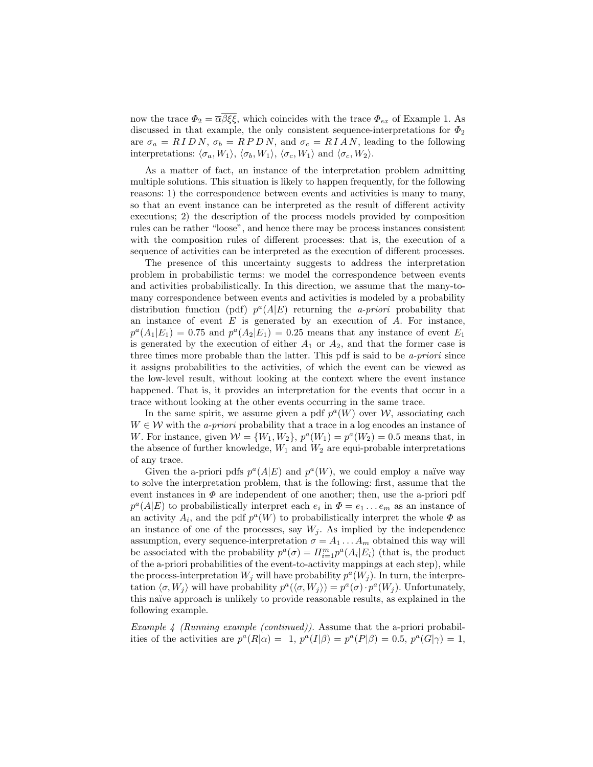now the trace $\Phi_2 = \overline{\alpha}\overline{\beta\xi\xi}$, which coincides with the trace $\Phi_{ex}$ of Example 1. As discussed in that example, the only consistent sequence-interpretations for $\Phi_2$ are $\sigma_a = R\,I\,D\,N$, $\sigma_b = R\,P\,D\,N$, and $\sigma_c = R\,I\,A\,N$, leading to the following interpretations: $\langle\sigma_a, W_1\rangle$, $\langle\sigma_b, W_1\rangle$, $\langle\sigma_c, W_1\rangle$ and $\langle\sigma_c, W_2\rangle$.

As a matter of fact, an instance of the interpretation problem admitting multiple solutions. This situation is likely to happen frequently, for the following reasons: 1) the correspondence between events and activities is many to many, so that an event instance can be interpreted as the result of different activity executions; 2) the description of the process models provided by composition rules can be rather "loose", and hence there may be process instances consistent with the composition rules of different processes: that is, the execution of a sequence of activities can be interpreted as the execution of different processes.

The presence of this uncertainty suggests to address the interpretation problem in probabilistic terms: we model the correspondence between events and activities probabilistically. In this direction, we assume that the many-to-many correspondence between events and activities is modeled by a probability distribution function (pdf) $p^a(A|E)$ returning the *a-priori* probability that an instance of event $E$ is generated by an execution of $A$. For instance, $p^a(A_1|E_1) = 0.75$ and $p^a(A_2|E_1) = 0.25$ means that any instance of event $E_1$ is generated by the execution of either $A_1$ or $A_2$, and that the former case is three times more probable than the latter. This pdf is said to be *a-priori* since it assigns probabilities to the activities, of which the event can be viewed as the low-level result, without looking at the context where the event instance happened. That is, it provides an interpretation for the events that occur in a trace without looking at the other events occurring in the same trace.

In the same spirit, we assume given a pdf $p^a(W)$ over $\mathcal{W}$, associating each $W \in \mathcal{W}$ with the *a-priori* probability that a trace in a log encodes an instance of $W$. For instance, given $\mathcal{W} = \{W_1, W_2\}$, $p^a(W_1) = p^a(W_2) = 0.5$ means that, in the absence of further knowledge, $W_1$ and $W_2$ are equi-probable interpretations of any trace.

Given the a-priori pdfs $p^a(A|E)$ and $p^a(W)$, we could employ a naïve way to solve the interpretation problem, that is the following: first, assume that the event instances in $\Phi$ are independent of one another; then, use the a-priori pdf $p^a(A|E)$ to probabilistically interpret each $e_i$ in $\Phi = e_1 \dots e_m$ as an instance of an activity $A_i$, and the pdf $p^a(W)$ to probabilistically interpret the whole $\Phi$ as an instance of one of the processes, say $W_j$. As implied by the independence assumption, every sequence-interpretation $\sigma = A_1 \dots A_m$ obtained this way will be associated with the probability $p^a(\sigma) = \Pi_{i=1}^{m} p^a(A_i|E_i)$ (that is, the product of the a-priori probabilities of the event-to-activity mappings at each step), while the process-interpretation $W_j$ will have probability $p^a(W_j)$. In turn, the interpretation $\langle\sigma, W_j\rangle$ will have probability $p^a(\langle\sigma, W_j\rangle) = p^a(\sigma) \cdot p^a(W_j)$. Unfortunately, this naïve approach is unlikely to provide reasonable results, as explained in the following example.

*Example 4 (Running example (continued)).* Assume that the a-priori probabilities of the activities are $p^a(R|\alpha) = 1$, $p^a(I|\beta) = p^a(P|\beta) = 0.5$, $p^a(G|\gamma) = 1$,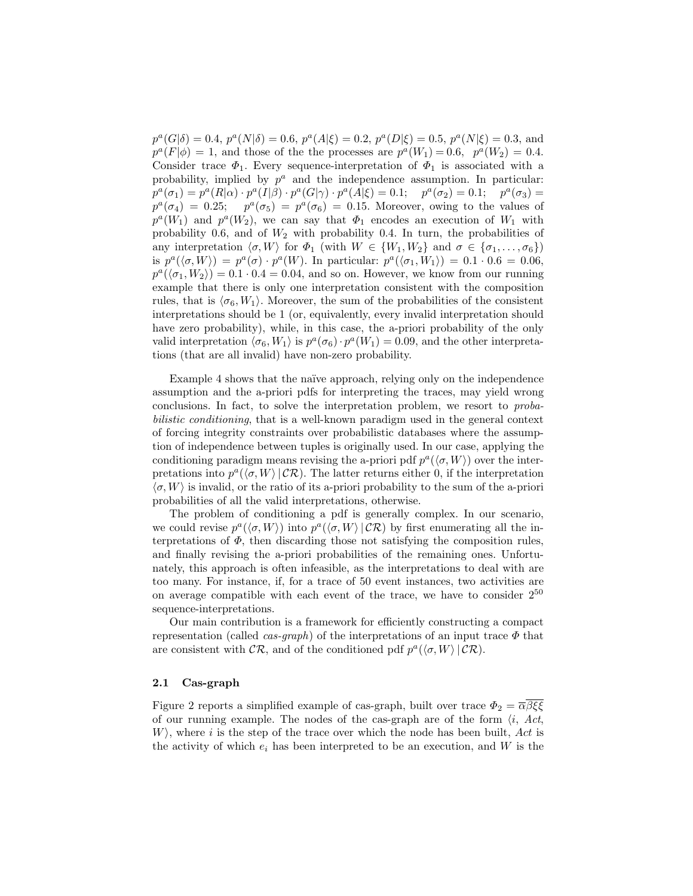$p^a(G|\delta) = 0.4$, $p^a(N|\delta) = 0.6$, $p^a(A|\xi) = 0.2$, $p^a(D|\xi) = 0.5$, $p^a(N|\xi) = 0.3$, and $p^a(F|\phi) = 1$, and those of the the processes are $p^a(W_1) = 0.6$, $p^a(W_2) = 0.4$. Consider trace $\Phi_1$. Every sequence-interpretation of $\Phi_1$ is associated with a probability, implied by $p^a$ and the independence assumption. In particular: $p^a(\sigma_1) = p^a(R|\alpha) \cdot p^a(I|\beta) \cdot p^a(G|\gamma) \cdot p^a(A|\xi) = 0.1$; $p^a(\sigma_2) = 0.1$; $p^a(\sigma_3) = p^a(\sigma_4) = 0.25$; $p^a(\sigma_5) = p^a(\sigma_6) = 0.15$. Moreover, owing to the values of $p^a(W_1)$ and $p^a(W_2)$, we can say that $\Phi_1$ encodes an execution of $W_1$ with probability 0.6, and of $W_2$ with probability 0.4. In turn, the probabilities of any interpretation $\langle \sigma, W \rangle$ for $\Phi_1$ (with $W \in \{W_1, W_2\}$ and $\sigma \in \{\sigma_1, \ldots, \sigma_6\}$) is $p^a(\langle \sigma, W \rangle) = p^a(\sigma) \cdot p^a(W)$. In particular: $p^a(\langle \sigma_1, W_1 \rangle) = 0.1 \cdot 0.6 = 0.06$, $p^a(\langle \sigma_1, W_2 \rangle) = 0.1 \cdot 0.4 = 0.04$, and so on. However, we know from our running example that there is only one interpretation consistent with the composition rules, that is $\langle \sigma_6, W_1 \rangle$. Moreover, the sum of the probabilities of the consistent interpretations should be 1 (or, equivalently, every invalid interpretation should have zero probability), while, in this case, the a-priori probability of the only valid interpretation $\langle \sigma_6, W_1 \rangle$ is $p^a(\sigma_6) \cdot p^a(W_1) = 0.09$, and the other interpretations (that are all invalid) have non-zero probability.

Example 4 shows that the naïve approach, relying only on the independence assumption and the a-priori pdfs for interpreting the traces, may yield wrong conclusions. In fact, to solve the interpretation problem, we resort to *probabilistic conditioning*, that is a well-known paradigm used in the general context of forcing integrity constraints over probabilistic databases where the assumption of independence between tuples is originally used. In our case, applying the conditioning paradigm means revising the a-priori pdf $p^a(\langle \sigma, W \rangle)$ over the interpretations into $p^a(\langle \sigma, W \rangle \,|\, \mathcal{CR})$. The latter returns either 0, if the interpretation $\langle \sigma, W \rangle$ is invalid, or the ratio of its a-priori probability to the sum of the a-priori probabilities of all the valid interpretations, otherwise.

The problem of conditioning a pdf is generally complex. In our scenario, we could revise $p^a(\langle \sigma, W \rangle)$ into $p^a(\langle \sigma, W \rangle \,|\, \mathcal{CR})$ by first enumerating all the interpretations of $\Phi$, then discarding those not satisfying the composition rules, and finally revising the a-priori probabilities of the remaining ones. Unfortunately, this approach is often infeasible, as the interpretations to deal with are too many. For instance, if, for a trace of 50 event instances, two activities are on average compatible with each event of the trace, we have to consider $2^{50}$ sequence-interpretations.

Our main contribution is a framework for efficiently constructing a compact representation (called *cas-graph*) of the interpretations of an input trace $\Phi$ that are consistent with $\mathcal{CR}$, and of the conditioned pdf $p^a(\langle \sigma, W \rangle \,|\, \mathcal{CR})$.

### 2.1 Cas-graph

Figure 2 reports a simplified example of cas-graph, built over trace $\Phi_2 = \overline{\alpha}\overline{\beta}\overline{\xi}\overline{\xi}$ of our running example. The nodes of the cas-graph are of the form $\langle i$, $Act$, $W \rangle$, where $i$ is the step of the trace over which the node has been built, $Act$ is the activity of which $e_i$ has been interpreted to be an execution, and $W$ is the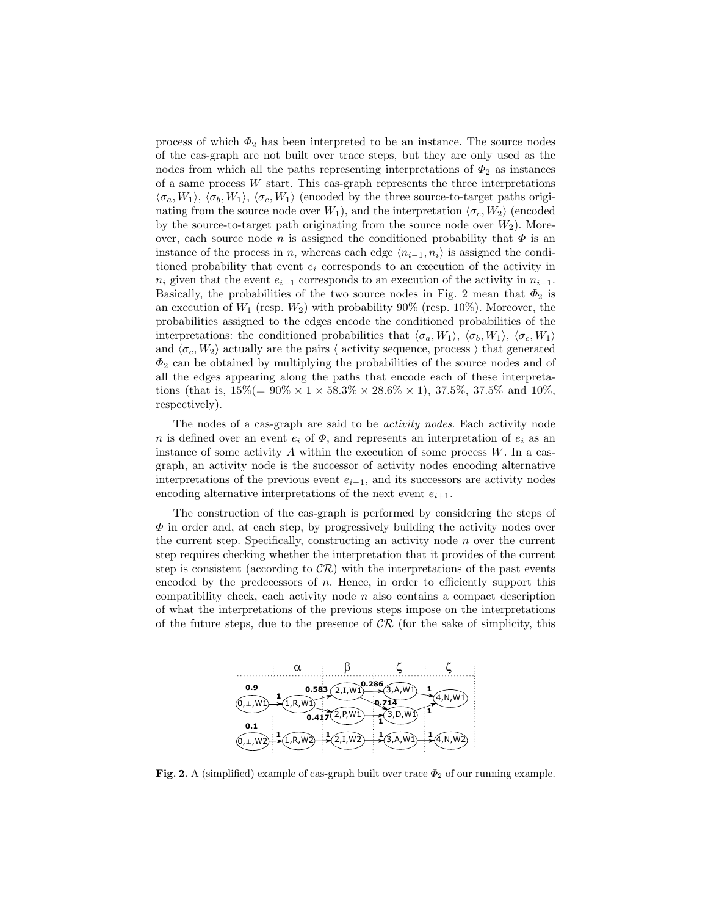process of which $\Phi_2$ has been interpreted to be an instance. The source nodes of the cas-graph are not built over trace steps, but they are only used as the nodes from which all the paths representing interpretations of $\Phi_2$ as instances of a same process $W$ start. This cas-graph represents the three interpretations $\langle \sigma_a, W_1 \rangle$, $\langle \sigma_b, W_1 \rangle$, $\langle \sigma_c, W_1 \rangle$ (encoded by the three source-to-target paths originating from the source node over $W_1$), and the interpretation $\langle \sigma_c, W_2 \rangle$ (encoded by the source-to-target path originating from the source node over $W_2$). Moreover, each source node $n$ is assigned the conditioned probability that $\Phi$ is an instance of the process in $n$, whereas each edge $\langle n_{i-1}, n_i \rangle$ is assigned the conditioned probability that event $e_i$ corresponds to an execution of the activity in $n_i$ given that the event $e_{i-1}$ corresponds to an execution of the activity in $n_{i-1}$. Basically, the probabilities of the two source nodes in Fig. 2 mean that $\Phi_2$ is an execution of $W_1$ (resp. $W_2$) with probability 90% (resp. 10%). Moreover, the probabilities assigned to the edges encode the conditioned probabilities of the interpretations: the conditioned probabilities that $\langle \sigma_a, W_1 \rangle$, $\langle \sigma_b, W_1 \rangle$, $\langle \sigma_c, W_1 \rangle$ and $\langle \sigma_c, W_2 \rangle$ actually are the pairs $\langle$ activity sequence, process $\rangle$ that generated $\Phi_2$ can be obtained by multiplying the probabilities of the source nodes and of all the edges appearing along the paths that encode each of these interpretations (that is, $15\% (= 90\% \times 1 \times 58.3\% \times 28.6\% \times 1)$, 37.5%, 37.5% and 10%, respectively).

The nodes of a cas-graph are said to be *activity nodes*. Each activity node $n$ is defined over an event $e_i$ of $\Phi$, and represents an interpretation of $e_i$ as an instance of some activity $A$ within the execution of some process $W$. In a cas-graph, an activity node is the successor of activity nodes encoding alternative interpretations of the previous event $e_{i-1}$, and its successors are activity nodes encoding alternative interpretations of the next event $e_{i+1}$.

The construction of the cas-graph is performed by considering the steps of $\Phi$ in order and, at each step, by progressively building the activity nodes over the current step. Specifically, constructing an activity node $n$ over the current step requires checking whether the interpretation that it provides of the current step is consistent (according to $\mathcal{CR}$) with the interpretations of the past events encoded by the predecessors of $n$. Hence, in order to efficiently support this compatibility check, each activity node $n$ also contains a compact description of what the interpretations of the previous steps impose on the interpretations of the future steps, due to the presence of $\mathcal{CR}$ (for the sake of simplicity, this

**Fig. 2.** A (simplified) example of cas-graph built over trace $\Phi_2$ of our running example.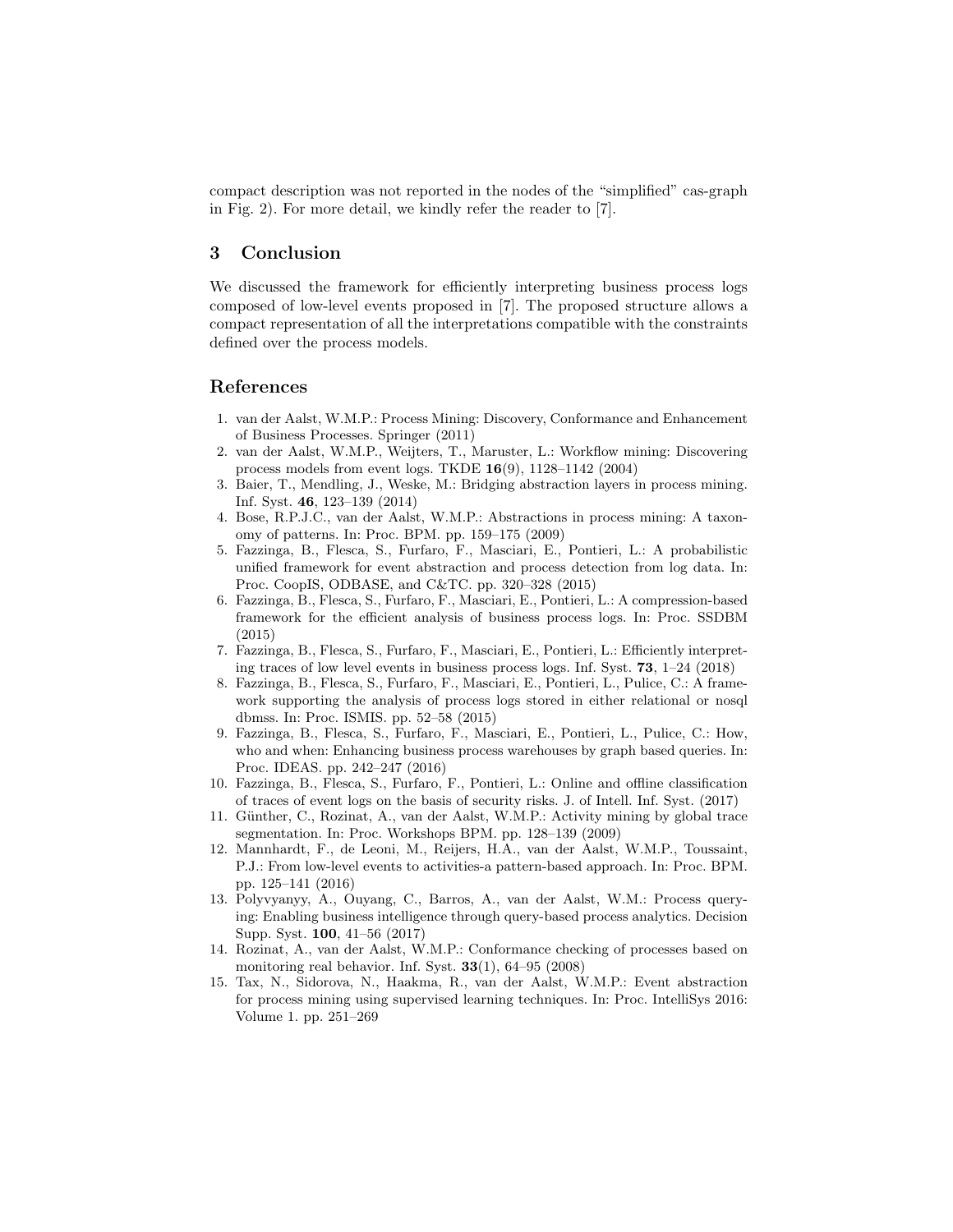compact description was not reported in the nodes of the "simplified" cas-graph in Fig. 2). For more detail, we kindly refer the reader to [7].

## 3 Conclusion

We discussed the framework for efficiently interpreting business process logs composed of low-level events proposed in [7]. The proposed structure allows a compact representation of all the interpretations compatible with the constraints defined over the process models.

## References

1. van der Aalst, W.M.P.: Process Mining: Discovery, Conformance and Enhancement of Business Processes. Springer (2011)
2. van der Aalst, W.M.P., Weijters, T., Maruster, L.: Workflow mining: Discovering process models from event logs. TKDE **16**(9), 1128–1142 (2004)
3. Baier, T., Mendling, J., Weske, M.: Bridging abstraction layers in process mining. Inf. Syst. **46**, 123–139 (2014)
4. Bose, R.P.J.C., van der Aalst, W.M.P.: Abstractions in process mining: A taxonomy of patterns. In: Proc. BPM. pp. 159–175 (2009)
5. Fazzinga, B., Flesca, S., Furfaro, F., Masciari, E., Pontieri, L.: A probabilistic unified framework for event abstraction and process detection from log data. In: Proc. CoopIS, ODBASE, and C&TC. pp. 320–328 (2015)
6. Fazzinga, B., Flesca, S., Furfaro, F., Masciari, E., Pontieri, L.: A compression-based framework for the efficient analysis of business process logs. In: Proc. SSDBM (2015)
7. Fazzinga, B., Flesca, S., Furfaro, F., Masciari, E., Pontieri, L.: Efficiently interpreting traces of low level events in business process logs. Inf. Syst. **73**, 1–24 (2018)
8. Fazzinga, B., Flesca, S., Furfaro, F., Masciari, E., Pontieri, L., Pulice, C.: A framework supporting the analysis of process logs stored in either relational or nosql dbmss. In: Proc. ISMIS. pp. 52–58 (2015)
9. Fazzinga, B., Flesca, S., Furfaro, F., Masciari, E., Pontieri, L., Pulice, C.: How, who and when: Enhancing business process warehouses by graph based queries. In: Proc. IDEAS. pp. 242–247 (2016)
10. Fazzinga, B., Flesca, S., Furfaro, F., Pontieri, L.: Online and offline classification of traces of event logs on the basis of security risks. J. of Intell. Inf. Syst. (2017)
11. Günther, C., Rozinat, A., van der Aalst, W.M.P.: Activity mining by global trace segmentation. In: Proc. Workshops BPM. pp. 128–139 (2009)
12. Mannhardt, F., de Leoni, M., Reijers, H.A., van der Aalst, W.M.P., Toussaint, P.J.: From low-level events to activities-a pattern-based approach. In: Proc. BPM. pp. 125–141 (2016)
13. Polyvyanyy, A., Ouyang, C., Barros, A., van der Aalst, W.M.: Process querying: Enabling business intelligence through query-based process analytics. Decision Supp. Syst. **100**, 41–56 (2017)
14. Rozinat, A., van der Aalst, W.M.P.: Conformance checking of processes based on monitoring real behavior. Inf. Syst. **33**(1), 64–95 (2008)
15. Tax, N., Sidorova, N., Haakma, R., van der Aalst, W.M.P.: Event abstraction for process mining using supervised learning techniques. In: Proc. IntelliSys 2016: Volume 1. pp. 251–269